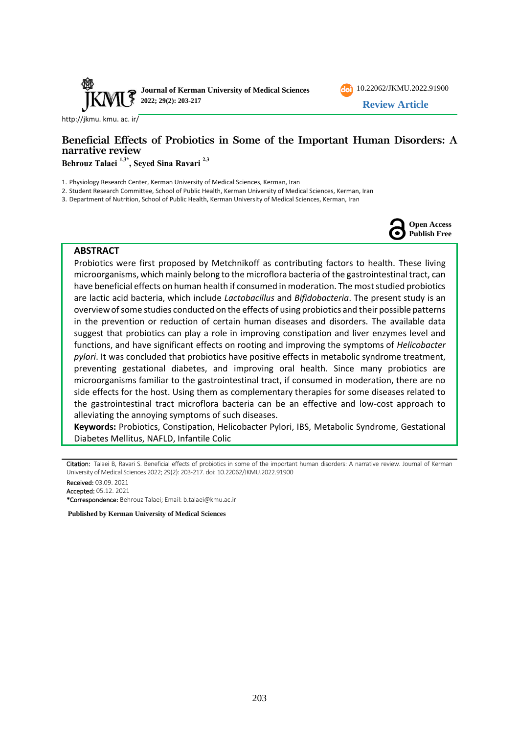Journal of Kerman University of Medical Sciences
2022; 29(2): 203-217

10.22062/JKMU.2022.91900

**Review Article**

http://jkmu. kmu. ac. ir/

# Beneficial Effects of Probiotics in Some of the Important Human Disorders: A narrative review

**Behrouz Talaei [1,3*], Seyed Sina Ravari [2,3]**

1. Physiology Research Center, Kerman University of Medical Sciences, Kerman, Iran
2. Student Research Committee, School of Public Health, Kerman University of Medical Sciences, Kerman, Iran
3. Department of Nutrition, School of Public Health, Kerman University of Medical Sciences, Kerman, Iran

**Open Access Publish Free**

## ABSTRACT

Probiotics were first proposed by Metchnikoff as contributing factors to health. These living microorganisms, which mainly belong to the microflora bacteria of the gastrointestinal tract, can have beneficial effects on human health if consumed in moderation. The most studied probiotics are lactic acid bacteria, which include *Lactobacillus* and *Bifidobacteria*. The present study is an overview of some studies conducted on the effects of using probiotics and their possible patterns in the prevention or reduction of certain human diseases and disorders. The available data suggest that probiotics can play a role in improving constipation and liver enzymes level and functions, and have significant effects on rooting and improving the symptoms of *Helicobacter pylori*. It was concluded that probiotics have positive effects in metabolic syndrome treatment, preventing gestational diabetes, and improving oral health. Since many probiotics are microorganisms familiar to the gastrointestinal tract, if consumed in moderation, there are no side effects for the host. Using them as complementary therapies for some diseases related to the gastrointestinal tract microflora bacteria can be an effective and low-cost approach to alleviating the annoying symptoms of such diseases.

**Keywords:** Probiotics, Constipation, Helicobacter Pylori, IBS, Metabolic Syndrome, Gestational Diabetes Mellitus, NAFLD, Infantile Colic

**Citation:** Talaei B, Ravari S. Beneficial effects of probiotics in some of the important human disorders: A narrative review. Journal of Kerman University of Medical Sciences 2022; 29(2): 203-217. doi: 10.22062/JKMU.2022.91900

**Received:** 03.09. 2021

**Accepted:** 05.12. 2021

***Correspondence:** Behrouz Talaei; Email: b.talaei@kmu.ac.ir

**Published by Kerman University of Medical Sciences**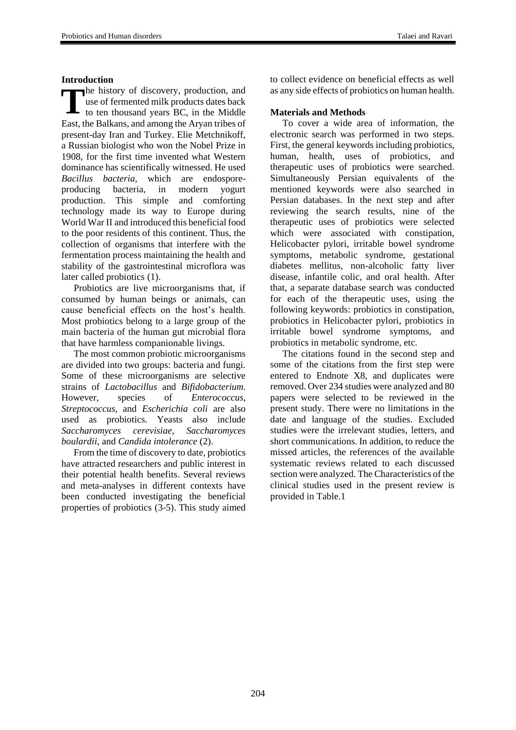## Introduction

The history of discovery, production, and use of fermented milk products dates back to ten thousand years BC, in the Middle East, the Balkans, and among the Aryan tribes of present-day Iran and Turkey. Elie Metchnikoff, a Russian biologist who won the Nobel Prize in 1908, for the first time invented what Western dominance has scientifically witnessed. He used *Bacillus bacteria*, which are endospore-producing bacteria, in modern yogurt production. This simple and comforting technology made its way to Europe during World War II and introduced this beneficial food to the poor residents of this continent. Thus, the collection of organisms that interfere with the fermentation process maintaining the health and stability of the gastrointestinal microflora was later called probiotics (1).

Probiotics are live microorganisms that, if consumed by human beings or animals, can cause beneficial effects on the host's health. Most probiotics belong to a large group of the main bacteria of the human gut microbial flora that have harmless companionable livings.

The most common probiotic microorganisms are divided into two groups: bacteria and fungi. Some of these microorganisms are selective strains of *Lactobacillus* and *Bifidobacterium*. However, species of *Enterococcus*, *Streptococcus*, and *Escherichia coli* are also used as probiotics. Yeasts also include *Saccharomyces cerevisiae*, *Saccharomyces boulardii*, and *Candida intolerance* (2).

From the time of discovery to date, probiotics have attracted researchers and public interest in their potential health benefits. Several reviews and meta-analyses in different contexts have been conducted investigating the beneficial properties of probiotics (3-5). This study aimed to collect evidence on beneficial effects as well as any side effects of probiotics on human health.

## Materials and Methods

To cover a wide area of information, the electronic search was performed in two steps. First, the general keywords including probiotics, human, health, uses of probiotics, and therapeutic uses of probiotics were searched. Simultaneously Persian equivalents of the mentioned keywords were also searched in Persian databases. In the next step and after reviewing the search results, nine of the therapeutic uses of probiotics were selected which were associated with constipation, Helicobacter pylori, irritable bowel syndrome symptoms, metabolic syndrome, gestational diabetes mellitus, non-alcoholic fatty liver disease, infantile colic, and oral health. After that, a separate database search was conducted for each of the therapeutic uses, using the following keywords: probiotics in constipation, probiotics in Helicobacter pylori, probiotics in irritable bowel syndrome symptoms, and probiotics in metabolic syndrome, etc.

The citations found in the second step and some of the citations from the first step were entered to Endnote X8, and duplicates were removed. Over 234 studies were analyzed and 80 papers were selected to be reviewed in the present study. There were no limitations in the date and language of the studies. Excluded studies were the irrelevant studies, letters, and short communications. In addition, to reduce the missed articles, the references of the available systematic reviews related to each discussed section were analyzed. The Characteristics of the clinical studies used in the present review is provided in Table.1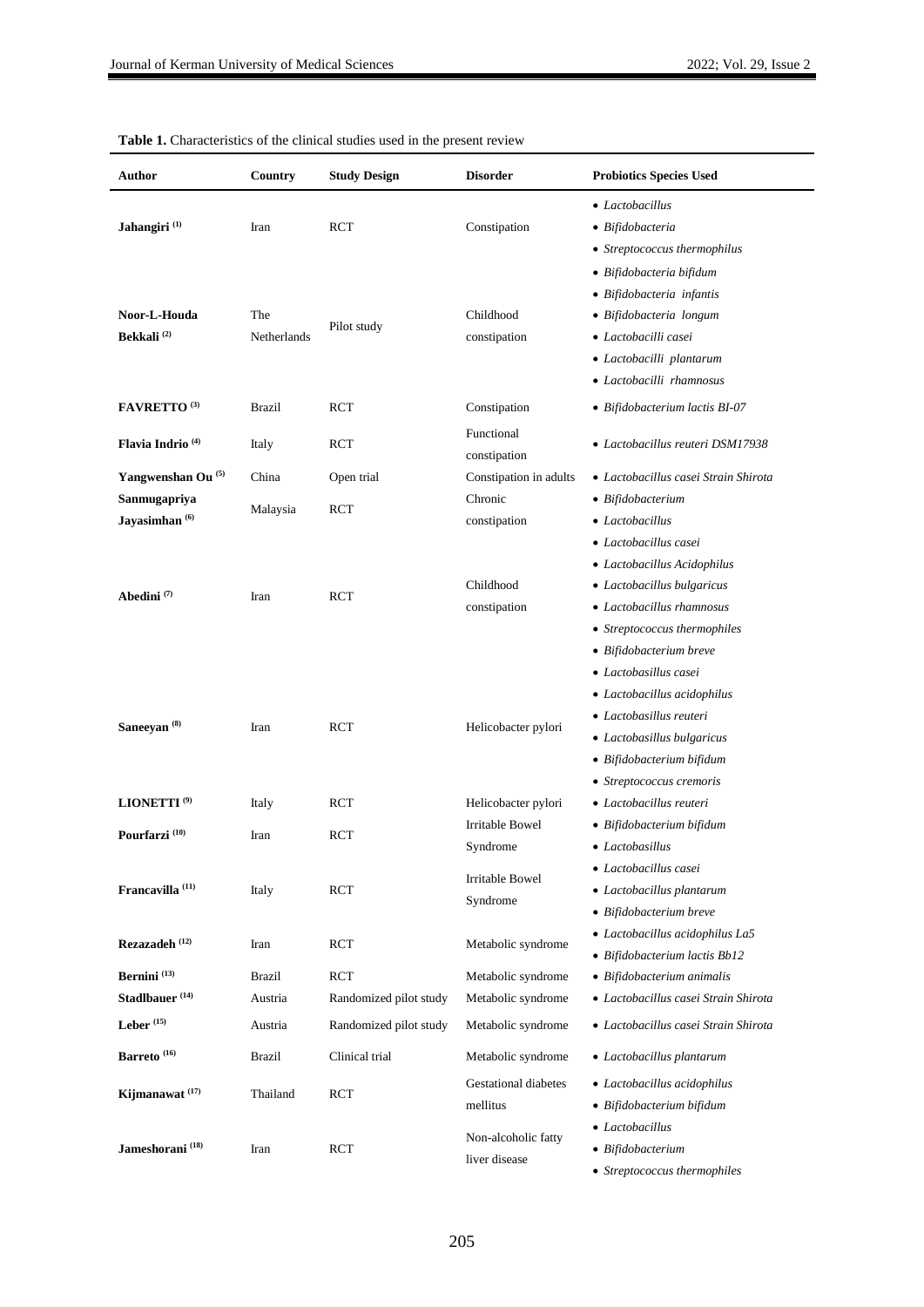**Table 1.** Characteristics of the clinical studies used in the present review

| Author | Country | Study Design | Disorder | Probiotics Species Used |
|---|---|---|---|---|
| Jahangiri [1] | Iran | RCT | Constipation | • *Lactobacillus*<br>• *Bifidobacteria*<br>• *Streptococcus thermophilus* |
| Noor-L-Houda Bekkali [2] | The Netherlands | Pilot study | Childhood constipation | • *Bifidobacteria bifidum*<br>• *Bifidobacteria infantis*<br>• *Bifidobacteria longum*<br>• *Lactobacilli casei*<br>• *Lactobacilli plantarum*<br>• *Lactobacilli rhamnosus* |
| FAVRETTO [3] | Brazil | RCT | Constipation | • *Bifidobacterium lactis BI-07* |
| Flavia Indrio [4] | Italy | RCT | Functional constipation | • *Lactobacillus reuteri DSM17938* |
| Yangwenshan Ou [5] | China | Open trial | Constipation in adults | • *Lactobacillus casei Strain Shirota* |
| Sanmugapriya Jayasimhan [6] | Malaysia | RCT | Chronic constipation | • *Bifidobacterium*<br>• *Lactobacillus* |
| Abedini [7] | Iran | RCT | Childhood constipation | • *Lactobacillus casei*<br>• *Lactobacillus Acidophilus*<br>• *Lactobacillus bulgaricus*<br>• *Lactobacillus rhamnosus*<br>• *Streptococcus thermophiles*<br>• *Bifidobacterium breve* |
| Saneeyan [8] | Iran | RCT | Helicobacter pylori | • *Lactobasillus casei*<br>• *Lactobacillus acidophilus*<br>• *Lactobasillus reuteri*<br>• *Lactobasillus bulgaricus*<br>• *Bifidobacterium bifidum*<br>• *Streptococcus cremoris* |
| LIONETTI [9] | Italy | RCT | Helicobacter pylori | • *Lactobacillus reuteri* |
| Pourfarzi [10] | Iran | RCT | Irritable Bowel Syndrome | • *Bifidobacterium bifidum*<br>• *Lactobasillus* |
| Francavilla [11] | Italy | RCT | Irritable Bowel Syndrome | • *Lactobacillus casei*<br>• *Lactobacillus plantarum*<br>• *Bifidobacterium breve* |
| Rezazadeh [12] | Iran | RCT | Metabolic syndrome | • *Lactobacillus acidophilus La5*<br>• *Bifidobacterium lactis Bb12* |
| Bernini [13] | Brazil | RCT | Metabolic syndrome | • *Bifidobacterium animalis* |
| Stadlbauer [14] | Austria | Randomized pilot study | Metabolic syndrome | • *Lactobacillus casei Strain Shirota* |
| Leber [15] | Austria | Randomized pilot study | Metabolic syndrome | • *Lactobacillus casei Strain Shirota* |
| Barreto [16] | Brazil | Clinical trial | Metabolic syndrome | • *Lactobacillus plantarum* |
| Kijmanawat [17] | Thailand | RCT | Gestational diabetes mellitus | • *Lactobacillus acidophilus*<br>• *Bifidobacterium bifidum* |
| Jameshorani [18] | Iran | RCT | Non-alcoholic fatty liver disease | • *Lactobacillus*<br>• *Bifidobacterium*<br>• *Streptococcus thermophiles* |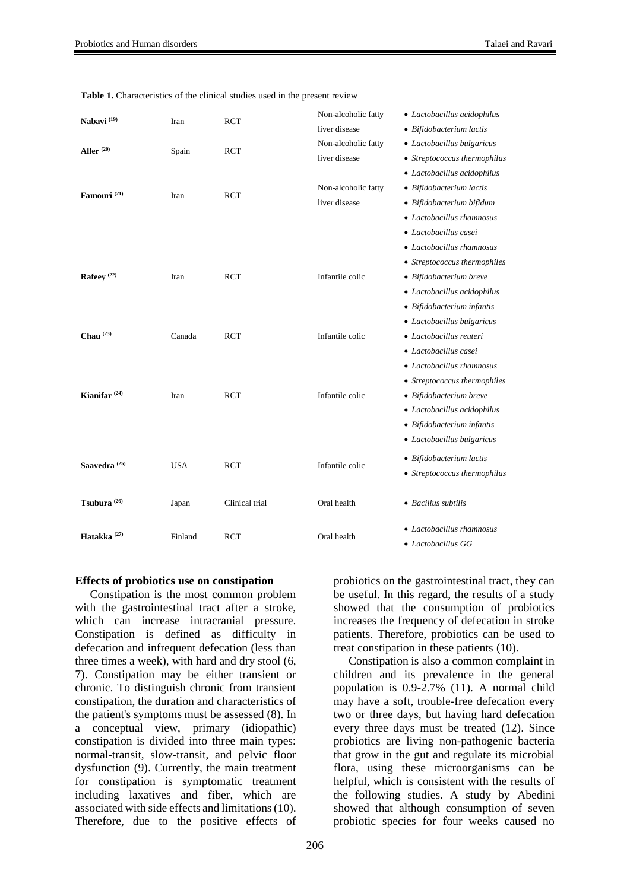**Table 1.** Characteristics of the clinical studies used in the present review

| | | | | |
|---|---|---|---|---|
| **Nabavi** [19] | Iran | RCT | Non-alcoholic fatty liver disease | • *Lactobacillus acidophilus* • *Bifidobacterium lactis* |
| **Aller** [20] | Spain | RCT | Non-alcoholic fatty liver disease | • *Lactobacillus bulgaricus* • *Streptococcus thermophilus* |
| **Famouri** [21] | Iran | RCT | Non-alcoholic fatty liver disease | • *Lactobacillus acidophilus* • *Bifidobacterium lactis* • *Bifidobacterium bifidum* • *Lactobacillus rhamnosus* |
| **Rafeey** [22] | Iran | RCT | Infantile colic | • *Lactobacillus casei* • *Lactobacillus rhamnosus* • *Streptococcus thermophiles* • *Bifidobacterium breve* • *Lactobacillus acidophilus* • *Bifidobacterium infantis* • *Lactobacillus bulgaricus* |
| **Chau** [23] | Canada | RCT | Infantile colic | • *Lactobacillus reuteri* |
| **Kianifar** [24] | Iran | RCT | Infantile colic | • *Lactobacillus casei* • *Lactobacillus rhamnosus* • *Streptococcus thermophiles* • *Bifidobacterium breve* • *Lactobacillus acidophilus* • *Bifidobacterium infantis* • *Lactobacillus bulgaricus* |
| **Saavedra** [25] | USA | RCT | Infantile colic | • *Bifidobacterium lactis* • *Streptococcus thermophilus* |
| **Tsubura** [26] | Japan | Clinical trial | Oral health | • *Bacillus subtilis* |
| **Hatakka** [27] | Finland | RCT | Oral health | • *Lactobacillus rhamnosus* • *Lactobacillus GG* |

**Effects of probiotics use on constipation**

Constipation is the most common problem with the gastrointestinal tract after a stroke, which can increase intracranial pressure. Constipation is defined as difficulty in defecation and infrequent defecation (less than three times a week), with hard and dry stool (6, 7). Constipation may be either transient or chronic. To distinguish chronic from transient constipation, the duration and characteristics of the patient's symptoms must be assessed (8). In a conceptual view, primary (idiopathic) constipation is divided into three main types: normal-transit, slow-transit, and pelvic floor dysfunction (9). Currently, the main treatment for constipation is symptomatic treatment including laxatives and fiber, which are associated with side effects and limitations (10). Therefore, due to the positive effects of probiotics on the gastrointestinal tract, they can be useful. In this regard, the results of a study showed that the consumption of probiotics increases the frequency of defecation in stroke patients. Therefore, probiotics can be used to treat constipation in these patients (10).

Constipation is also a common complaint in children and its prevalence in the general population is 0.9-2.7% (11). A normal child may have a soft, trouble-free defecation every two or three days, but having hard defecation every three days must be treated (12). Since probiotics are living non-pathogenic bacteria that grow in the gut and regulate its microbial flora, using these microorganisms can be helpful, which is consistent with the results of the following studies. A study by Abedini showed that although consumption of seven probiotic species for four weeks caused no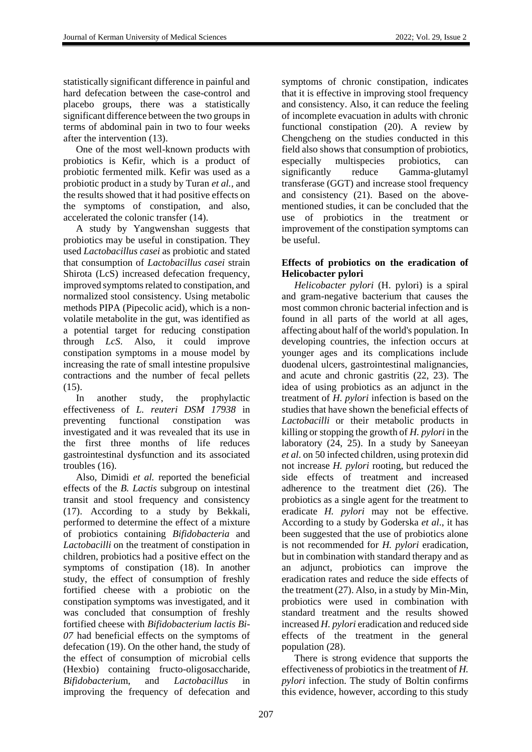statistically significant difference in painful and hard defecation between the case-control and placebo groups, there was a statistically significant difference between the two groups in terms of abdominal pain in two to four weeks after the intervention (13).

One of the most well-known products with probiotics is Kefir, which is a product of probiotic fermented milk. Kefir was used as a probiotic product in a study by Turan *et al.*, and the results showed that it had positive effects on the symptoms of constipation, and also, accelerated the colonic transfer (14).

A study by Yangwenshan suggests that probiotics may be useful in constipation. They used *Lactobacillus casei* as probiotic and stated that consumption of *Lactobacillus casei* strain Shirota (LcS) increased defecation frequency, improved symptoms related to constipation, and normalized stool consistency. Using metabolic methods PIPA (Pipecolic acid), which is a non-volatile metabolite in the gut, was identified as a potential target for reducing constipation through *LcS.* Also, it could improve constipation symptoms in a mouse model by increasing the rate of small intestine propulsive contractions and the number of fecal pellets (15).

In another study, the prophylactic effectiveness of *L. reuteri DSM 17938* in preventing functional constipation was investigated and it was revealed that its use in the first three months of life reduces gastrointestinal dysfunction and its associated troubles (16).

Also, Dimidi *et al.* reported the beneficial effects of the *B. Lactis* subgroup on intestinal transit and stool frequency and consistency (17). According to a study by Bekkali, performed to determine the effect of a mixture of probiotics containing *Bifidobacteria* and *Lactobacilli* on the treatment of constipation in children, probiotics had a positive effect on the symptoms of constipation (18). In another study, the effect of consumption of freshly fortified cheese with a probiotic on the constipation symptoms was investigated, and it was concluded that consumption of freshly fortified cheese with *Bifidobacterium lactis Bi-07* had beneficial effects on the symptoms of defecation (19). On the other hand, the study of the effect of consumption of microbial cells (Hexbio) containing fructo-oligosaccharide, *Bifidobacteriu*m, and *Lactobacillus* in improving the frequency of defecation and symptoms of chronic constipation, indicates that it is effective in improving stool frequency and consistency. Also, it can reduce the feeling of incomplete evacuation in adults with chronic functional constipation (20). A review by Chengcheng on the studies conducted in this field also shows that consumption of probiotics, especially multispecies probiotics, can significantly reduce Gamma-glutamyl transferase (GGT) and increase stool frequency and consistency (21). Based on the above-mentioned studies, it can be concluded that the use of probiotics in the treatment or improvement of the constipation symptoms can be useful.

### Effects of probiotics on the eradication of Helicobacter pylori

*Helicobacter pylori* (H. pylori) is a spiral and gram-negative bacterium that causes the most common chronic bacterial infection and is found in all parts of the world at all ages, affecting about half of the world's population. In developing countries, the infection occurs at younger ages and its complications include duodenal ulcers, gastrointestinal malignancies, and acute and chronic gastritis (22, 23). The idea of using probiotics as an adjunct in the treatment of *H. pylori* infection is based on the studies that have shown the beneficial effects of *Lactobacilli* or their metabolic products in killing or stopping the growth of *H. pylori* in the laboratory (24, 25). In a study by Saneeyan *et al*. on 50 infected children, using protexin did not increase *H. pylori* rooting, but reduced the side effects of treatment and increased adherence to the treatment diet (26). The probiotics as a single agent for the treatment to eradicate *H. pylori* may not be effective. According to a study by Goderska *et al*., it has been suggested that the use of probiotics alone is not recommended for *H. pylori* eradication, but in combination with standard therapy and as an adjunct, probiotics can improve the eradication rates and reduce the side effects of the treatment (27). Also, in a study by Min-Min, probiotics were used in combination with standard treatment and the results showed increased *H. pylori* eradication and reduced side effects of the treatment in the general population (28).

There is strong evidence that supports the effectiveness of probiotics in the treatment of *H. pylori* infection. The study of Boltin confirms this evidence, however, according to this study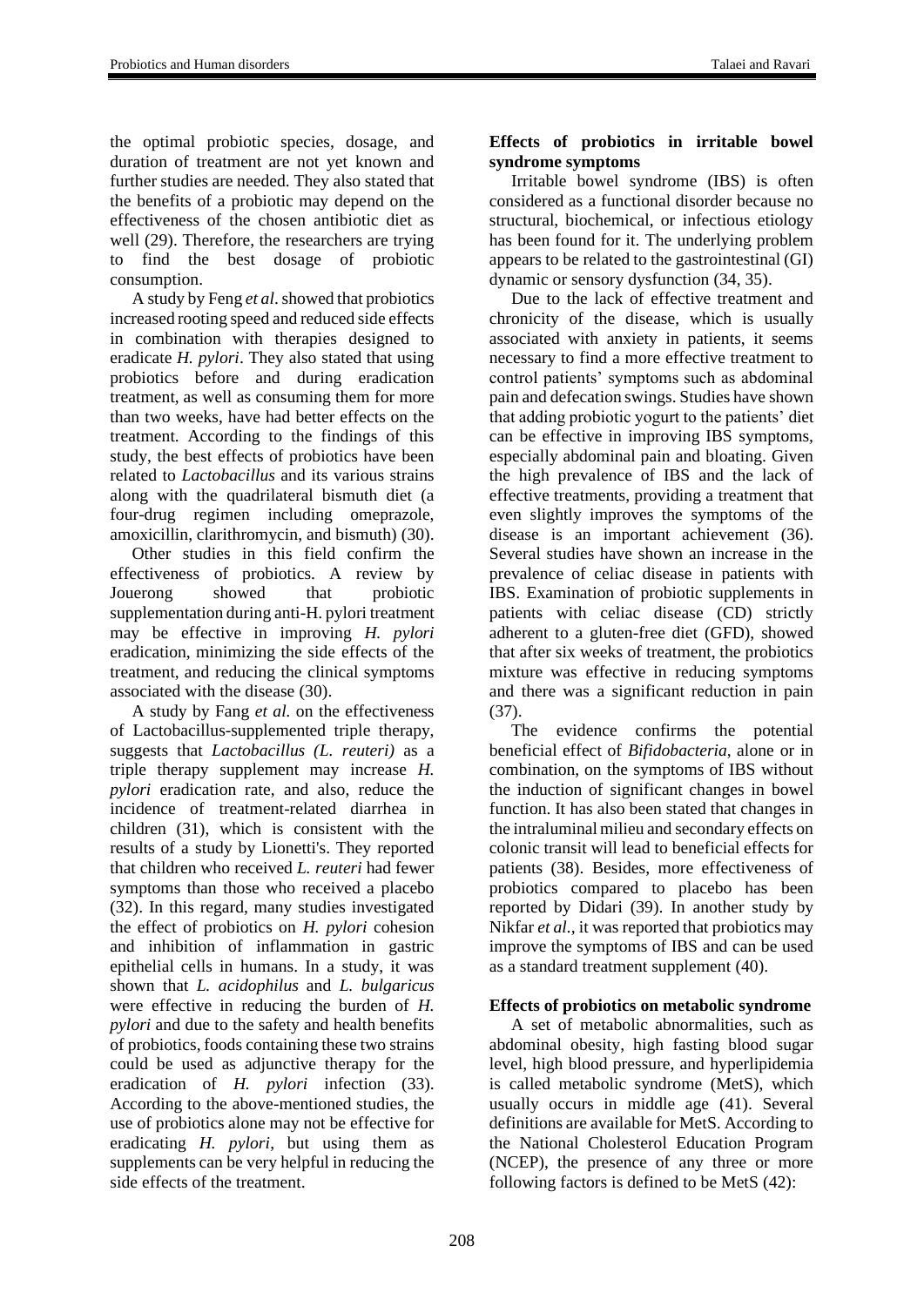the optimal probiotic species, dosage, and duration of treatment are not yet known and further studies are needed. They also stated that the benefits of a probiotic may depend on the effectiveness of the chosen antibiotic diet as well (29). Therefore, the researchers are trying to find the best dosage of probiotic consumption.

A study by Feng *et al*. showed that probiotics increased rooting speed and reduced side effects in combination with therapies designed to eradicate *H. pylori*. They also stated that using probiotics before and during eradication treatment, as well as consuming them for more than two weeks, have had better effects on the treatment. According to the findings of this study, the best effects of probiotics have been related to *Lactobacillus* and its various strains along with the quadrilateral bismuth diet (a four-drug regimen including omeprazole, amoxicillin, clarithromycin, and bismuth) (30).

Other studies in this field confirm the effectiveness of probiotics. A review by Jouerong showed that probiotic supplementation during anti-H. pylori treatment may be effective in improving *H. pylori* eradication, minimizing the side effects of the treatment, and reducing the clinical symptoms associated with the disease (30).

A study by Fang *et al.* on the effectiveness of Lactobacillus-supplemented triple therapy, suggests that *Lactobacillus (L. reuteri)* as a triple therapy supplement may increase *H. pylori* eradication rate, and also, reduce the incidence of treatment-related diarrhea in children (31), which is consistent with the results of a study by Lionetti's. They reported that children who received *L. reuteri* had fewer symptoms than those who received a placebo (32). In this regard, many studies investigated the effect of probiotics on *H. pylori* cohesion and inhibition of inflammation in gastric epithelial cells in humans. In a study, it was shown that *L. acidophilus* and *L. bulgaricus* were effective in reducing the burden of *H. pylori* and due to the safety and health benefits of probiotics, foods containing these two strains could be used as adjunctive therapy for the eradication of *H. pylori* infection (33). According to the above-mentioned studies, the use of probiotics alone may not be effective for eradicating *H. pylori*, but using them as supplements can be very helpful in reducing the side effects of the treatment.

### Effects of probiotics in irritable bowel syndrome symptoms

Irritable bowel syndrome (IBS) is often considered as a functional disorder because no structural, biochemical, or infectious etiology has been found for it. The underlying problem appears to be related to the gastrointestinal (GI) dynamic or sensory dysfunction (34, 35).

Due to the lack of effective treatment and chronicity of the disease, which is usually associated with anxiety in patients, it seems necessary to find a more effective treatment to control patients' symptoms such as abdominal pain and defecation swings. Studies have shown that adding probiotic yogurt to the patients' diet can be effective in improving IBS symptoms, especially abdominal pain and bloating. Given the high prevalence of IBS and the lack of effective treatments, providing a treatment that even slightly improves the symptoms of the disease is an important achievement (36). Several studies have shown an increase in the prevalence of celiac disease in patients with IBS. Examination of probiotic supplements in patients with celiac disease (CD) strictly adherent to a gluten-free diet (GFD), showed that after six weeks of treatment, the probiotics mixture was effective in reducing symptoms and there was a significant reduction in pain (37).

The evidence confirms the potential beneficial effect of *Bifidobacteria*, alone or in combination, on the symptoms of IBS without the induction of significant changes in bowel function. It has also been stated that changes in the intraluminal milieu and secondary effects on colonic transit will lead to beneficial effects for patients (38). Besides, more effectiveness of probiotics compared to placebo has been reported by Didari (39). In another study by Nikfar *et al.*, it was reported that probiotics may improve the symptoms of IBS and can be used as a standard treatment supplement (40).

### Effects of probiotics on metabolic syndrome

A set of metabolic abnormalities, such as abdominal obesity, high fasting blood sugar level, high blood pressure, and hyperlipidemia is called metabolic syndrome (MetS), which usually occurs in middle age (41). Several definitions are available for MetS. According to the National Cholesterol Education Program (NCEP), the presence of any three or more following factors is defined to be MetS (42):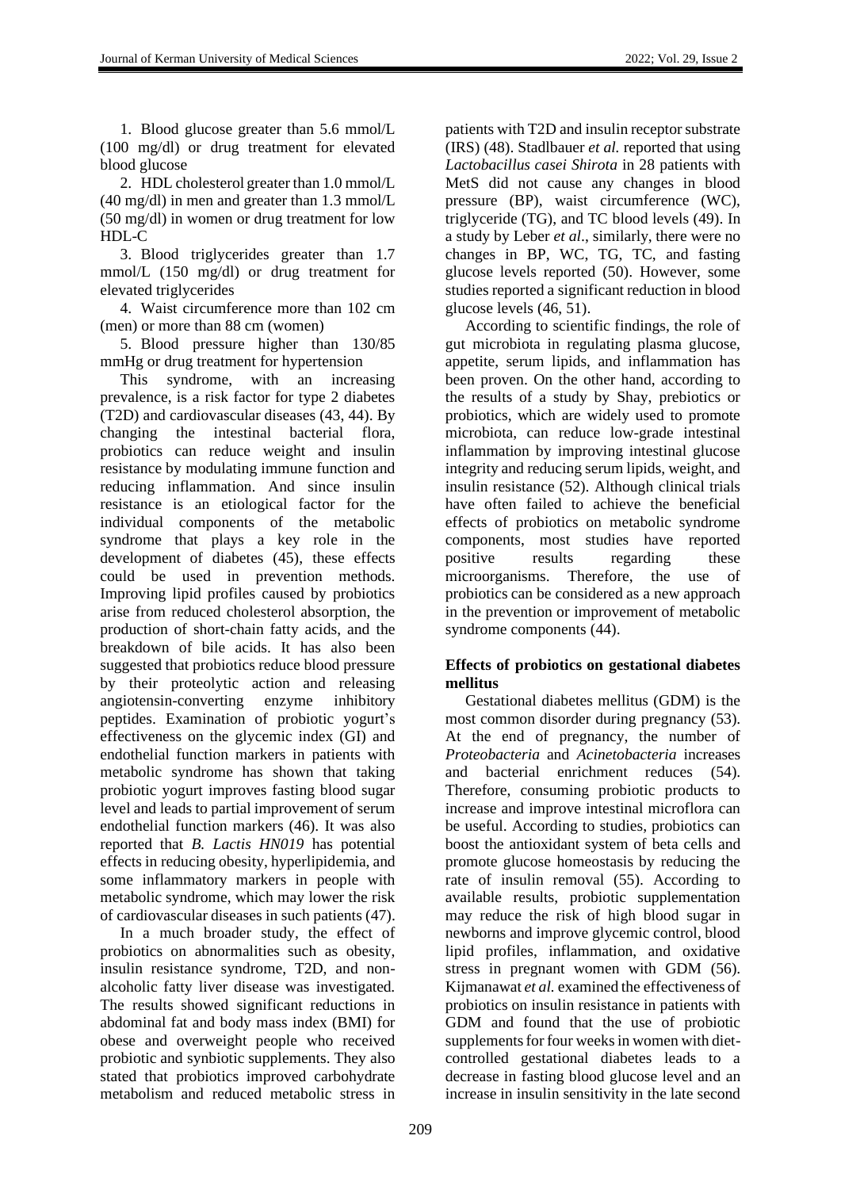1. Blood glucose greater than 5.6 mmol/L (100 mg/dl) or drug treatment for elevated blood glucose

2. HDL cholesterol greater than 1.0 mmol/L (40 mg/dl) in men and greater than 1.3 mmol/L (50 mg/dl) in women or drug treatment for low HDL-C

3. Blood triglycerides greater than 1.7 mmol/L (150 mg/dl) or drug treatment for elevated triglycerides

4. Waist circumference more than 102 cm (men) or more than 88 cm (women)

5. Blood pressure higher than 130/85 mmHg or drug treatment for hypertension

This syndrome, with an increasing prevalence, is a risk factor for type 2 diabetes (T2D) and cardiovascular diseases (43, 44). By changing the intestinal bacterial flora, probiotics can reduce weight and insulin resistance by modulating immune function and reducing inflammation. And since insulin resistance is an etiological factor for the individual components of the metabolic syndrome that plays a key role in the development of diabetes (45), these effects could be used in prevention methods. Improving lipid profiles caused by probiotics arise from reduced cholesterol absorption, the production of short-chain fatty acids, and the breakdown of bile acids. It has also been suggested that probiotics reduce blood pressure by their proteolytic action and releasing angiotensin-converting enzyme inhibitory peptides. Examination of probiotic yogurt's effectiveness on the glycemic index (GI) and endothelial function markers in patients with metabolic syndrome has shown that taking probiotic yogurt improves fasting blood sugar level and leads to partial improvement of serum endothelial function markers (46). It was also reported that *B. Lactis HN019* has potential effects in reducing obesity, hyperlipidemia, and some inflammatory markers in people with metabolic syndrome, which may lower the risk of cardiovascular diseases in such patients (47).

In a much broader study, the effect of probiotics on abnormalities such as obesity, insulin resistance syndrome, T2D, and non-alcoholic fatty liver disease was investigated. The results showed significant reductions in abdominal fat and body mass index (BMI) for obese and overweight people who received probiotic and synbiotic supplements. They also stated that probiotics improved carbohydrate metabolism and reduced metabolic stress in patients with T2D and insulin receptor substrate (IRS) (48). Stadlbauer *et al.* reported that using *Lactobacillus casei Shirota* in 28 patients with MetS did not cause any changes in blood pressure (BP), waist circumference (WC), triglyceride (TG), and TC blood levels (49). In a study by Leber *et al*., similarly, there were no changes in BP, WC, TG, TC, and fasting glucose levels reported (50). However, some studies reported a significant reduction in blood glucose levels (46, 51).

According to scientific findings, the role of gut microbiota in regulating plasma glucose, appetite, serum lipids, and inflammation has been proven. On the other hand, according to the results of a study by Shay, prebiotics or probiotics, which are widely used to promote microbiota, can reduce low-grade intestinal inflammation by improving intestinal glucose integrity and reducing serum lipids, weight, and insulin resistance (52). Although clinical trials have often failed to achieve the beneficial effects of probiotics on metabolic syndrome components, most studies have reported positive results regarding these microorganisms. Therefore, the use of probiotics can be considered as a new approach in the prevention or improvement of metabolic syndrome components (44).

**Effects of probiotics on gestational diabetes mellitus**

Gestational diabetes mellitus (GDM) is the most common disorder during pregnancy (53). At the end of pregnancy, the number of *Proteobacteria* and *Acinetobacteria* increases and bacterial enrichment reduces (54). Therefore, consuming probiotic products to increase and improve intestinal microflora can be useful. According to studies, probiotics can boost the antioxidant system of beta cells and promote glucose homeostasis by reducing the rate of insulin removal (55). According to available results, probiotic supplementation may reduce the risk of high blood sugar in newborns and improve glycemic control, blood lipid profiles, inflammation, and oxidative stress in pregnant women with GDM (56). Kijmanawat *et al.* examined the effectiveness of probiotics on insulin resistance in patients with GDM and found that the use of probiotic supplements for four weeks in women with diet-controlled gestational diabetes leads to a decrease in fasting blood glucose level and an increase in insulin sensitivity in the late second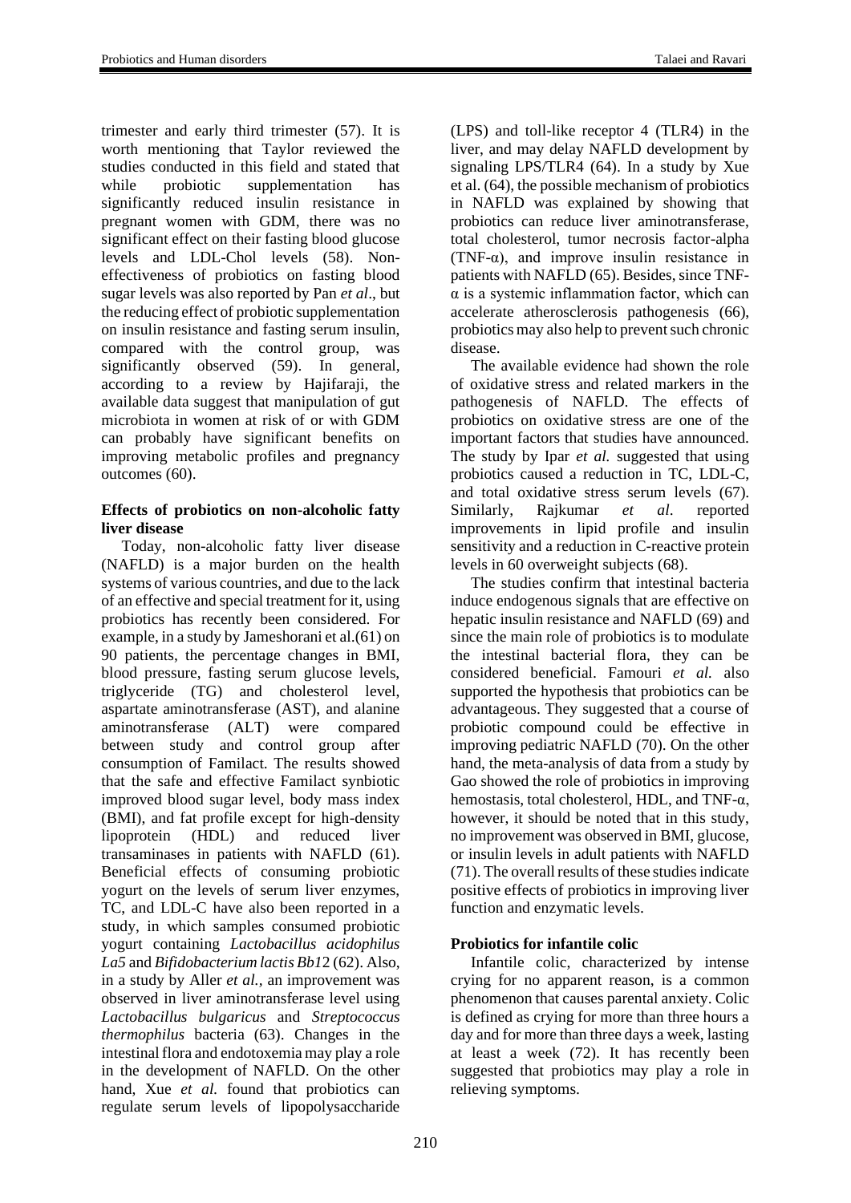trimester and early third trimester (57). It is worth mentioning that Taylor reviewed the studies conducted in this field and stated that while probiotic supplementation has significantly reduced insulin resistance in pregnant women with GDM, there was no significant effect on their fasting blood glucose levels and LDL-Chol levels (58). Non-effectiveness of probiotics on fasting blood sugar levels was also reported by Pan *et al*., but the reducing effect of probiotic supplementation on insulin resistance and fasting serum insulin, compared with the control group, was significantly observed (59). In general, according to a review by Hajifaraji, the available data suggest that manipulation of gut microbiota in women at risk of or with GDM can probably have significant benefits on improving metabolic profiles and pregnancy outcomes (60).

**Effects of probiotics on non-alcoholic fatty liver disease**

Today, non-alcoholic fatty liver disease (NAFLD) is a major burden on the health systems of various countries, and due to the lack of an effective and special treatment for it, using probiotics has recently been considered. For example, in a study by Jameshorani et al.(61) on 90 patients, the percentage changes in BMI, blood pressure, fasting serum glucose levels, triglyceride (TG) and cholesterol level, aspartate aminotransferase (AST), and alanine aminotransferase (ALT) were compared between study and control group after consumption of Familact. The results showed that the safe and effective Familact synbiotic improved blood sugar level, body mass index (BMI), and fat profile except for high-density lipoprotein (HDL) and reduced liver transaminases in patients with NAFLD (61). Beneficial effects of consuming probiotic yogurt on the levels of serum liver enzymes, TC, and LDL-C have also been reported in a study, in which samples consumed probiotic yogurt containing *Lactobacillus acidophilus La5* and *Bifidobacterium lactis Bb1*2 (62). Also, in a study by Aller *et al.*, an improvement was observed in liver aminotransferase level using *Lactobacillus bulgaricus* and *Streptococcus thermophilus* bacteria (63). Changes in the intestinal flora and endotoxemia may play a role in the development of NAFLD. On the other hand, Xue *et al.* found that probiotics can regulate serum levels of lipopolysaccharide (LPS) and toll-like receptor 4 (TLR4) in the liver, and may delay NAFLD development by signaling LPS/TLR4 (64). In a study by Xue et al. (64), the possible mechanism of probiotics in NAFLD was explained by showing that probiotics can reduce liver aminotransferase, total cholesterol, tumor necrosis factor-alpha (TNF-α), and improve insulin resistance in patients with NAFLD (65). Besides, since TNF-α is a systemic inflammation factor, which can accelerate atherosclerosis pathogenesis (66), probiotics may also help to prevent such chronic disease.

The available evidence had shown the role of oxidative stress and related markers in the pathogenesis of NAFLD. The effects of probiotics on oxidative stress are one of the important factors that studies have announced. The study by Ipar *et al.* suggested that using probiotics caused a reduction in TC, LDL-C, and total oxidative stress serum levels (67). Similarly, Rajkumar *et al*. reported improvements in lipid profile and insulin sensitivity and a reduction in C-reactive protein levels in 60 overweight subjects (68).

The studies confirm that intestinal bacteria induce endogenous signals that are effective on hepatic insulin resistance and NAFLD (69) and since the main role of probiotics is to modulate the intestinal bacterial flora, they can be considered beneficial. Famouri *et al.* also supported the hypothesis that probiotics can be advantageous. They suggested that a course of probiotic compound could be effective in improving pediatric NAFLD (70). On the other hand, the meta-analysis of data from a study by Gao showed the role of probiotics in improving hemostasis, total cholesterol, HDL, and TNF-α, however, it should be noted that in this study, no improvement was observed in BMI, glucose, or insulin levels in adult patients with NAFLD (71). The overall results of these studies indicate positive effects of probiotics in improving liver function and enzymatic levels.

**Probiotics for infantile colic**

Infantile colic, characterized by intense crying for no apparent reason, is a common phenomenon that causes parental anxiety. Colic is defined as crying for more than three hours a day and for more than three days a week, lasting at least a week (72). It has recently been suggested that probiotics may play a role in relieving symptoms.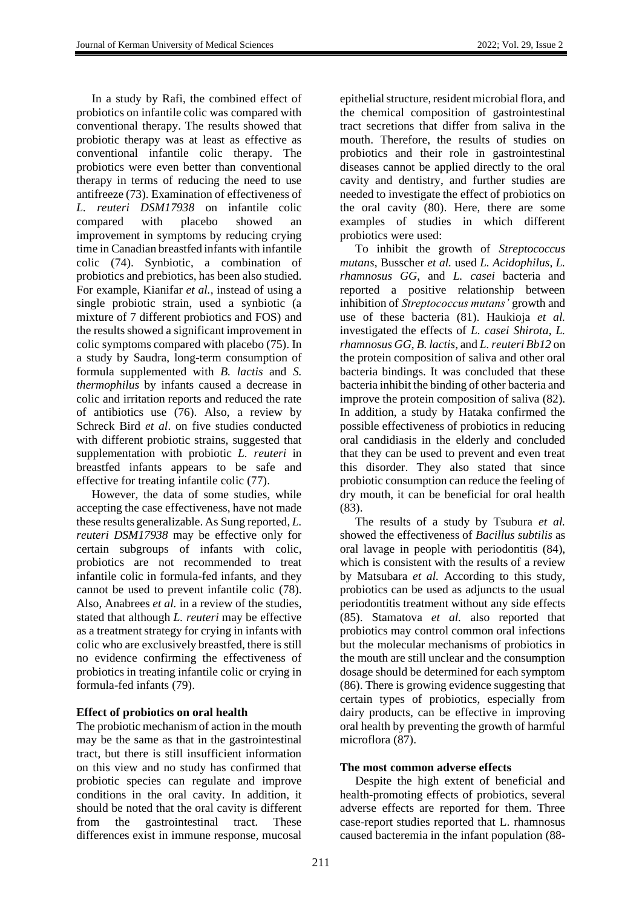In a study by Rafi, the combined effect of probiotics on infantile colic was compared with conventional therapy. The results showed that probiotic therapy was at least as effective as conventional infantile colic therapy. The probiotics were even better than conventional therapy in terms of reducing the need to use antifreeze (73). Examination of effectiveness of *L. reuteri DSM17938* on infantile colic compared with placebo showed an improvement in symptoms by reducing crying time in Canadian breastfed infants with infantile colic (74). Synbiotic, a combination of probiotics and prebiotics, has been also studied. For example, Kianifar *et al.,* instead of using a single probiotic strain, used a synbiotic (a mixture of 7 different probiotics and FOS) and the results showed a significant improvement in colic symptoms compared with placebo (75). In a study by Saudra, long-term consumption of formula supplemented with *B. lactis* and *S. thermophilus* by infants caused a decrease in colic and irritation reports and reduced the rate of antibiotics use (76). Also, a review by Schreck Bird *et al*. on five studies conducted with different probiotic strains, suggested that supplementation with probiotic *L. reuteri* in breastfed infants appears to be safe and effective for treating infantile colic (77).

However, the data of some studies, while accepting the case effectiveness, have not made these results generalizable. As Sung reported, *L. reuteri DSM17938* may be effective only for certain subgroups of infants with colic, probiotics are not recommended to treat infantile colic in formula-fed infants, and they cannot be used to prevent infantile colic (78). Also, Anabrees *et al.* in a review of the studies, stated that although *L. reuteri* may be effective as a treatment strategy for crying in infants with colic who are exclusively breastfed, there is still no evidence confirming the effectiveness of probiotics in treating infantile colic or crying in formula-fed infants (79).

**Effect of probiotics on oral health**

The probiotic mechanism of action in the mouth may be the same as that in the gastrointestinal tract, but there is still insufficient information on this view and no study has confirmed that probiotic species can regulate and improve conditions in the oral cavity. In addition, it should be noted that the oral cavity is different from the gastrointestinal tract. These differences exist in immune response, mucosal epithelial structure, resident microbial flora, and the chemical composition of gastrointestinal tract secretions that differ from saliva in the mouth. Therefore, the results of studies on probiotics and their role in gastrointestinal diseases cannot be applied directly to the oral cavity and dentistry, and further studies are needed to investigate the effect of probiotics on the oral cavity (80). Here, there are some examples of studies in which different probiotics were used:

To inhibit the growth of *Streptococcus mutans*, Busscher *et al.* used *L. Acidophilus, L. rhamnosus GG*, and *L. casei* bacteria and reported a positive relationship between inhibition of *Streptococcus mutans'* growth and use of these bacteria (81). Haukioja *et al.* investigated the effects of *L. casei Shirota, L. rhamnosus GG, B. lactis*, and *L. reuteri Bb12* on the protein composition of saliva and other oral bacteria bindings. It was concluded that these bacteria inhibit the binding of other bacteria and improve the protein composition of saliva (82). In addition, a study by Hataka confirmed the possible effectiveness of probiotics in reducing oral candidiasis in the elderly and concluded that they can be used to prevent and even treat this disorder. They also stated that since probiotic consumption can reduce the feeling of dry mouth, it can be beneficial for oral health (83).

The results of a study by Tsubura *et al.* showed the effectiveness of *Bacillus subtilis* as oral lavage in people with periodontitis (84), which is consistent with the results of a review by Matsubara *et al.* According to this study, probiotics can be used as adjuncts to the usual periodontitis treatment without any side effects (85). Stamatova *et al.* also reported that probiotics may control common oral infections but the molecular mechanisms of probiotics in the mouth are still unclear and the consumption dosage should be determined for each symptom (86). There is growing evidence suggesting that certain types of probiotics, especially from dairy products, can be effective in improving oral health by preventing the growth of harmful microflora (87).

**The most common adverse effects**

Despite the high extent of beneficial and health-promoting effects of probiotics, several adverse effects are reported for them. Three case-report studies reported that L. rhamnosus caused bacteremia in the infant population (88-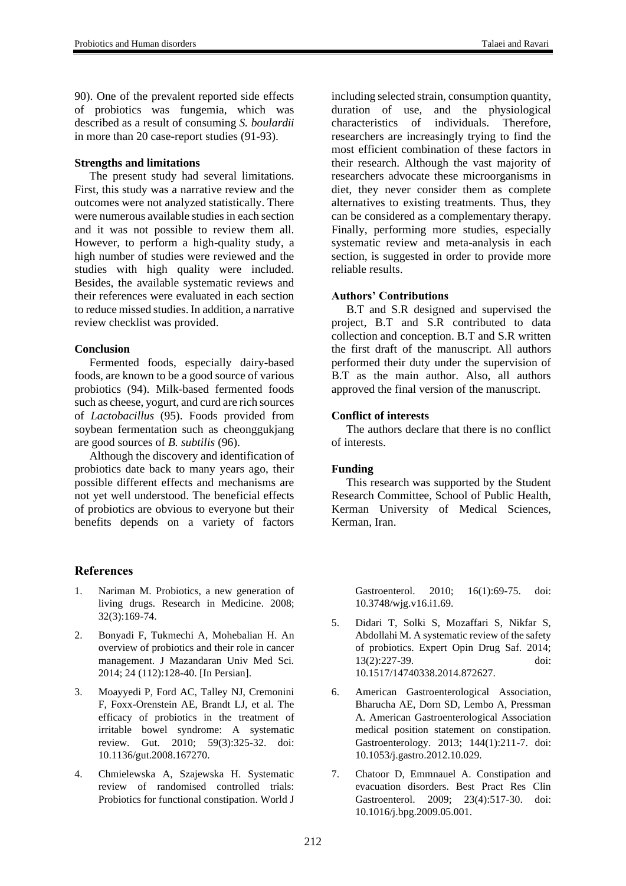90). One of the prevalent reported side effects of probiotics was fungemia, which was described as a result of consuming *S. boulardii* in more than 20 case-report studies (91-93).

**Strengths and limitations**

The present study had several limitations. First, this study was a narrative review and the outcomes were not analyzed statistically. There were numerous available studies in each section and it was not possible to review them all. However, to perform a high-quality study, a high number of studies were reviewed and the studies with high quality were included. Besides, the available systematic reviews and their references were evaluated in each section to reduce missed studies. In addition, a narrative review checklist was provided.

**Conclusion**

Fermented foods, especially dairy-based foods, are known to be a good source of various probiotics (94). Milk-based fermented foods such as cheese, yogurt, and curd are rich sources of *Lactobacillus* (95). Foods provided from soybean fermentation such as cheonggukjang are good sources of *B. subtilis* (96).

Although the discovery and identification of probiotics date back to many years ago, their possible different effects and mechanisms are not yet well understood. The beneficial effects of probiotics are obvious to everyone but their benefits depends on a variety of factors including selected strain, consumption quantity, duration of use, and the physiological characteristics of individuals. Therefore, researchers are increasingly trying to find the most efficient combination of these factors in their research. Although the vast majority of researchers advocate these microorganisms in diet, they never consider them as complete alternatives to existing treatments. Thus, they can be considered as a complementary therapy. Finally, performing more studies, especially systematic review and meta-analysis in each section, is suggested in order to provide more reliable results.

**Authors' Contributions**

B.T and S.R designed and supervised the project, B.T and S.R contributed to data collection and conception. B.T and S.R written the first draft of the manuscript. All authors performed their duty under the supervision of B.T as the main author. Also, all authors approved the final version of the manuscript.

**Conflict of interests**

The authors declare that there is no conflict of interests.

**Funding**

This research was supported by the Student Research Committee, School of Public Health, Kerman University of Medical Sciences, Kerman, Iran.

## References

1. Nariman M. Probiotics, a new generation of living drugs. Research in Medicine. 2008; 32(3):169-74.
2. Bonyadi F, Tukmechi A, Mohebalian H. An overview of probiotics and their role in cancer management. J Mazandaran Univ Med Sci. 2014; 24 (112):128-40. [In Persian].
3. Moayyedi P, Ford AC, Talley NJ, Cremonini F, Foxx-Orenstein AE, Brandt LJ, et al. The efficacy of probiotics in the treatment of irritable bowel syndrome: A systematic review. Gut. 2010; 59(3):325-32. doi: 10.1136/gut.2008.167270.
4. Chmielewska A, Szajewska H. Systematic review of randomised controlled trials: Probiotics for functional constipation. World J Gastroenterol. 2010; 16(1):69-75. doi: 10.3748/wjg.v16.i1.69.
5. Didari T, Solki S, Mozaffari S, Nikfar S, Abdollahi M. A systematic review of the safety of probiotics. Expert Opin Drug Saf. 2014; 13(2):227-39. doi: 10.1517/14740338.2014.872627.
6. American Gastroenterological Association, Bharucha AE, Dorn SD, Lembo A, Pressman A. American Gastroenterological Association medical position statement on constipation. Gastroenterology. 2013; 144(1):211-7. doi: 10.1053/j.gastro.2012.10.029.
7. Chatoor D, Emmnauel A. Constipation and evacuation disorders. Best Pract Res Clin Gastroenterol. 2009; 23(4):517-30. doi: 10.1016/j.bpg.2009.05.001.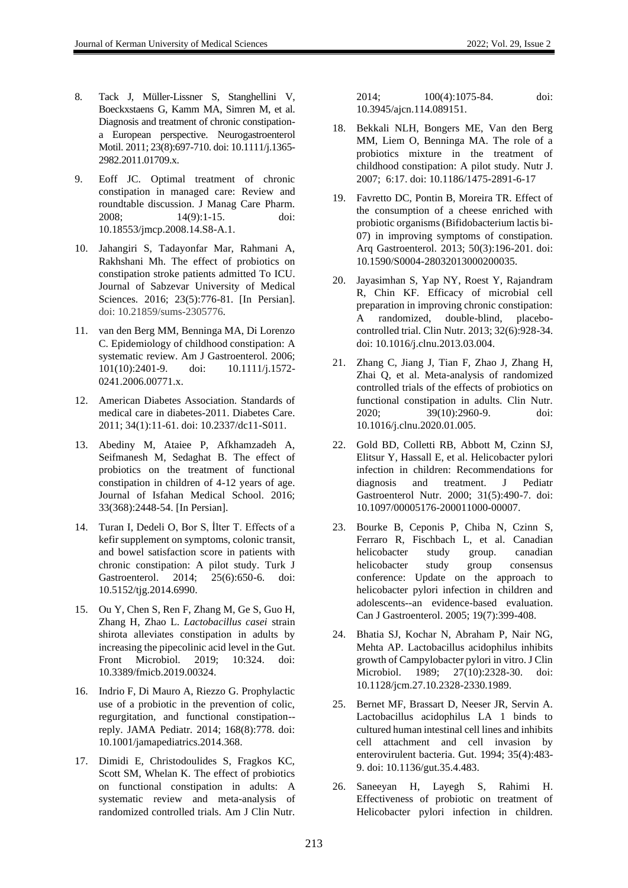8. Tack J, Müller-Lissner S, Stanghellini V, Boeckxstaens G, Kamm MA, Simren M, et al. Diagnosis and treatment of chronic constipation-a European perspective. Neurogastroenterol Motil. 2011; 23(8):697-710. doi: 10.1111/j.1365-2982.2011.01709.x.

9. Eoff JC. Optimal treatment of chronic constipation in managed care: Review and roundtable discussion. J Manag Care Pharm. 2008; 14(9):1-15. doi: 10.18553/jmcp.2008.14.S8-A.1.

10. Jahangiri S, Tadayonfar Mar, Rahmani A, Rakhshani Mh. The effect of probiotics on constipation stroke patients admitted To ICU. Journal of Sabzevar University of Medical Sciences. 2016; 23(5):776-81. [In Persian]. doi: 10.21859/sums-2305776.

11. van den Berg MM, Benninga MA, Di Lorenzo C. Epidemiology of childhood constipation: A systematic review. Am J Gastroenterol. 2006; 101(10):2401-9. doi: 10.1111/j.1572-0241.2006.00771.x.

12. American Diabetes Association. Standards of medical care in diabetes-2011. Diabetes Care. 2011; 34(1):11-61. doi: 10.2337/dc11-S011.

13. Abediny M, Ataiee P, Afkhamzadeh A, Seifmanesh M, Sedaghat B. The effect of probiotics on the treatment of functional constipation in children of 4-12 years of age. Journal of Isfahan Medical School. 2016; 33(368):2448-54. [In Persian].

14. Turan I, Dedeli O, Bor S, İlter T. Effects of a kefir supplement on symptoms, colonic transit, and bowel satisfaction score in patients with chronic constipation: A pilot study. Turk J Gastroenterol. 2014; 25(6):650-6. doi: 10.5152/tjg.2014.6990.

15. Ou Y, Chen S, Ren F, Zhang M, Ge S, Guo H, Zhang H, Zhao L. *Lactobacillus casei* strain shirota alleviates constipation in adults by increasing the pipecolinic acid level in the Gut. Front Microbiol. 2019; 10:324. doi: 10.3389/fmicb.2019.00324.

16. Indrio F, Di Mauro A, Riezzo G. Prophylactic use of a probiotic in the prevention of colic, regurgitation, and functional constipation--reply. JAMA Pediatr. 2014; 168(8):778. doi: 10.1001/jamapediatrics.2014.368.

17. Dimidi E, Christodoulides S, Fragkos KC, Scott SM, Whelan K. The effect of probiotics on functional constipation in adults: A systematic review and meta-analysis of randomized controlled trials. Am J Clin Nutr. 2014; 100(4):1075-84. doi: 10.3945/ajcn.114.089151.

18. Bekkali NLH, Bongers ME, Van den Berg MM, Liem O, Benninga MA. The role of a probiotics mixture in the treatment of childhood constipation: A pilot study. Nutr J. 2007; 6:17. doi: 10.1186/1475-2891-6-17

19. Favretto DC, Pontin B, Moreira TR. Effect of the consumption of a cheese enriched with probiotic organisms (Bifidobacterium lactis bi-07) in improving symptoms of constipation. Arq Gastroenterol. 2013; 50(3):196-201. doi: 10.1590/S0004-28032013000200035.

20. Jayasimhan S, Yap NY, Roest Y, Rajandram R, Chin KF. Efficacy of microbial cell preparation in improving chronic constipation: A randomized, double-blind, placebo-controlled trial. Clin Nutr. 2013; 32(6):928-34. doi: 10.1016/j.clnu.2013.03.004.

21. Zhang C, Jiang J, Tian F, Zhao J, Zhang H, Zhai Q, et al. Meta-analysis of randomized controlled trials of the effects of probiotics on functional constipation in adults. Clin Nutr. 2020; 39(10):2960-9. doi: 10.1016/j.clnu.2020.01.005.

22. Gold BD, Colletti RB, Abbott M, Czinn SJ, Elitsur Y, Hassall E, et al. Helicobacter pylori infection in children: Recommendations for diagnosis and treatment. J Pediatr Gastroenterol Nutr. 2000; 31(5):490-7. doi: 10.1097/00005176-200011000-00007.

23. Bourke B, Ceponis P, Chiba N, Czinn S, Ferraro R, Fischbach L, et al. Canadian helicobacter study group. canadian helicobacter study group consensus conference: Update on the approach to helicobacter pylori infection in children and adolescents--an evidence-based evaluation. Can J Gastroenterol. 2005; 19(7):399-408.

24. Bhatia SJ, Kochar N, Abraham P, Nair NG, Mehta AP. Lactobacillus acidophilus inhibits growth of Campylobacter pylori in vitro. J Clin Microbiol. 1989; 27(10):2328-30. doi: 10.1128/jcm.27.10.2328-2330.1989.

25. Bernet MF, Brassart D, Neeser JR, Servin A. Lactobacillus acidophilus LA 1 binds to cultured human intestinal cell lines and inhibits cell attachment and cell invasion by enterovirulent bacteria. Gut. 1994; 35(4):483-9. doi: 10.1136/gut.35.4.483.

26. Saneeyan H, Layegh S, Rahimi H. Effectiveness of probiotic on treatment of Helicobacter pylori infection in children.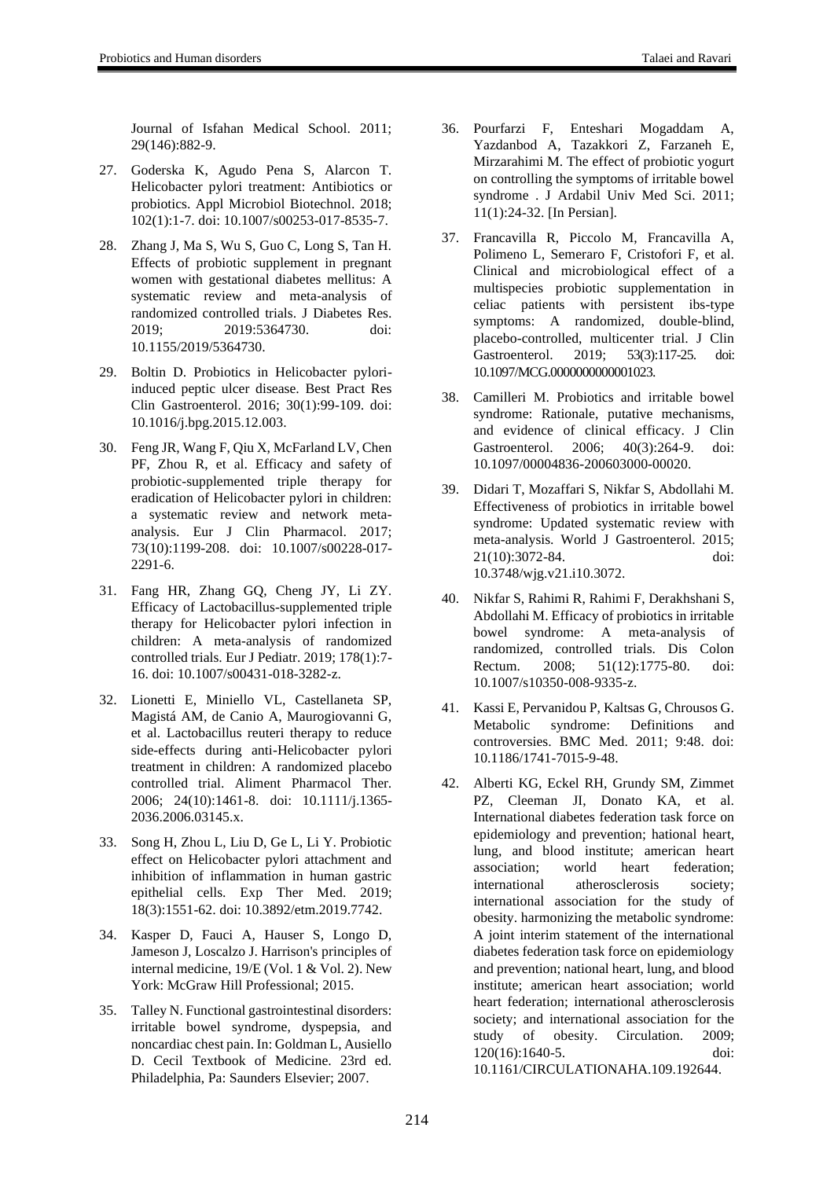Journal of Isfahan Medical School. 2011; 29(146):882-9.

27. Goderska K, Agudo Pena S, Alarcon T. Helicobacter pylori treatment: Antibiotics or probiotics. Appl Microbiol Biotechnol. 2018; 102(1):1-7. doi: 10.1007/s00253-017-8535-7.

28. Zhang J, Ma S, Wu S, Guo C, Long S, Tan H. Effects of probiotic supplement in pregnant women with gestational diabetes mellitus: A systematic review and meta-analysis of randomized controlled trials. J Diabetes Res. 2019; 2019:5364730. doi: 10.1155/2019/5364730.

29. Boltin D. Probiotics in Helicobacter pylori-induced peptic ulcer disease. Best Pract Res Clin Gastroenterol. 2016; 30(1):99-109. doi: 10.1016/j.bpg.2015.12.003.

30. Feng JR, Wang F, Qiu X, McFarland LV, Chen PF, Zhou R, et al. Efficacy and safety of probiotic-supplemented triple therapy for eradication of Helicobacter pylori in children: a systematic review and network meta-analysis. Eur J Clin Pharmacol. 2017; 73(10):1199-208. doi: 10.1007/s00228-017-2291-6.

31. Fang HR, Zhang GQ, Cheng JY, Li ZY. Efficacy of Lactobacillus-supplemented triple therapy for Helicobacter pylori infection in children: A meta-analysis of randomized controlled trials. Eur J Pediatr. 2019; 178(1):7-16. doi: 10.1007/s00431-018-3282-z.

32. Lionetti E, Miniello VL, Castellaneta SP, Magistá AM, de Canio A, Maurogiovanni G, et al. Lactobacillus reuteri therapy to reduce side-effects during anti-Helicobacter pylori treatment in children: A randomized placebo controlled trial. Aliment Pharmacol Ther. 2006; 24(10):1461-8. doi: 10.1111/j.1365-2036.2006.03145.x.

33. Song H, Zhou L, Liu D, Ge L, Li Y. Probiotic effect on Helicobacter pylori attachment and inhibition of inflammation in human gastric epithelial cells. Exp Ther Med. 2019; 18(3):1551-62. doi: 10.3892/etm.2019.7742.

34. Kasper D, Fauci A, Hauser S, Longo D, Jameson J, Loscalzo J. Harrison's principles of internal medicine, 19/E (Vol. 1 & Vol. 2). New York: McGraw Hill Professional; 2015.

35. Talley N. Functional gastrointestinal disorders: irritable bowel syndrome, dyspepsia, and noncardiac chest pain. In: Goldman L, Ausiello D. Cecil Textbook of Medicine. 23rd ed. Philadelphia, Pa: Saunders Elsevier; 2007.

36. Pourfarzi F, Enteshari Mogaddam A, Yazdanbod A, Tazakkori Z, Farzaneh E, Mirzarahimi M. The effect of probiotic yogurt on controlling the symptoms of irritable bowel syndrome . J Ardabil Univ Med Sci. 2011; 11(1):24-32. [In Persian].

37. Francavilla R, Piccolo M, Francavilla A, Polimeno L, Semeraro F, Cristofori F, et al. Clinical and microbiological effect of a multispecies probiotic supplementation in celiac patients with persistent ibs-type symptoms: A randomized, double-blind, placebo-controlled, multicenter trial. J Clin Gastroenterol. 2019; 53(3):117-25. doi: 10.1097/MCG.0000000000001023.

38. Camilleri M. Probiotics and irritable bowel syndrome: Rationale, putative mechanisms, and evidence of clinical efficacy. J Clin Gastroenterol. 2006; 40(3):264-9. doi: 10.1097/00004836-200603000-00020.

39. Didari T, Mozaffari S, Nikfar S, Abdollahi M. Effectiveness of probiotics in irritable bowel syndrome: Updated systematic review with meta-analysis. World J Gastroenterol. 2015; 21(10):3072-84. doi: 10.3748/wjg.v21.i10.3072.

40. Nikfar S, Rahimi R, Rahimi F, Derakhshani S, Abdollahi M. Efficacy of probiotics in irritable bowel syndrome: A meta-analysis of randomized, controlled trials. Dis Colon Rectum. 2008; 51(12):1775-80. doi: 10.1007/s10350-008-9335-z.

41. Kassi E, Pervanidou P, Kaltsas G, Chrousos G. Metabolic syndrome: Definitions and controversies. BMC Med. 2011; 9:48. doi: 10.1186/1741-7015-9-48.

42. Alberti KG, Eckel RH, Grundy SM, Zimmet PZ, Cleeman JI, Donato KA, et al. International diabetes federation task force on epidemiology and prevention; hational heart, lung, and blood institute; american heart association; world heart federation; international atherosclerosis society; international association for the study of obesity. harmonizing the metabolic syndrome: A joint interim statement of the international diabetes federation task force on epidemiology and prevention; national heart, lung, and blood institute; american heart association; world heart federation; international atherosclerosis society; and international association for the study of obesity. Circulation. 2009; 120(16):1640-5. doi: 10.1161/CIRCULATIONAHA.109.192644.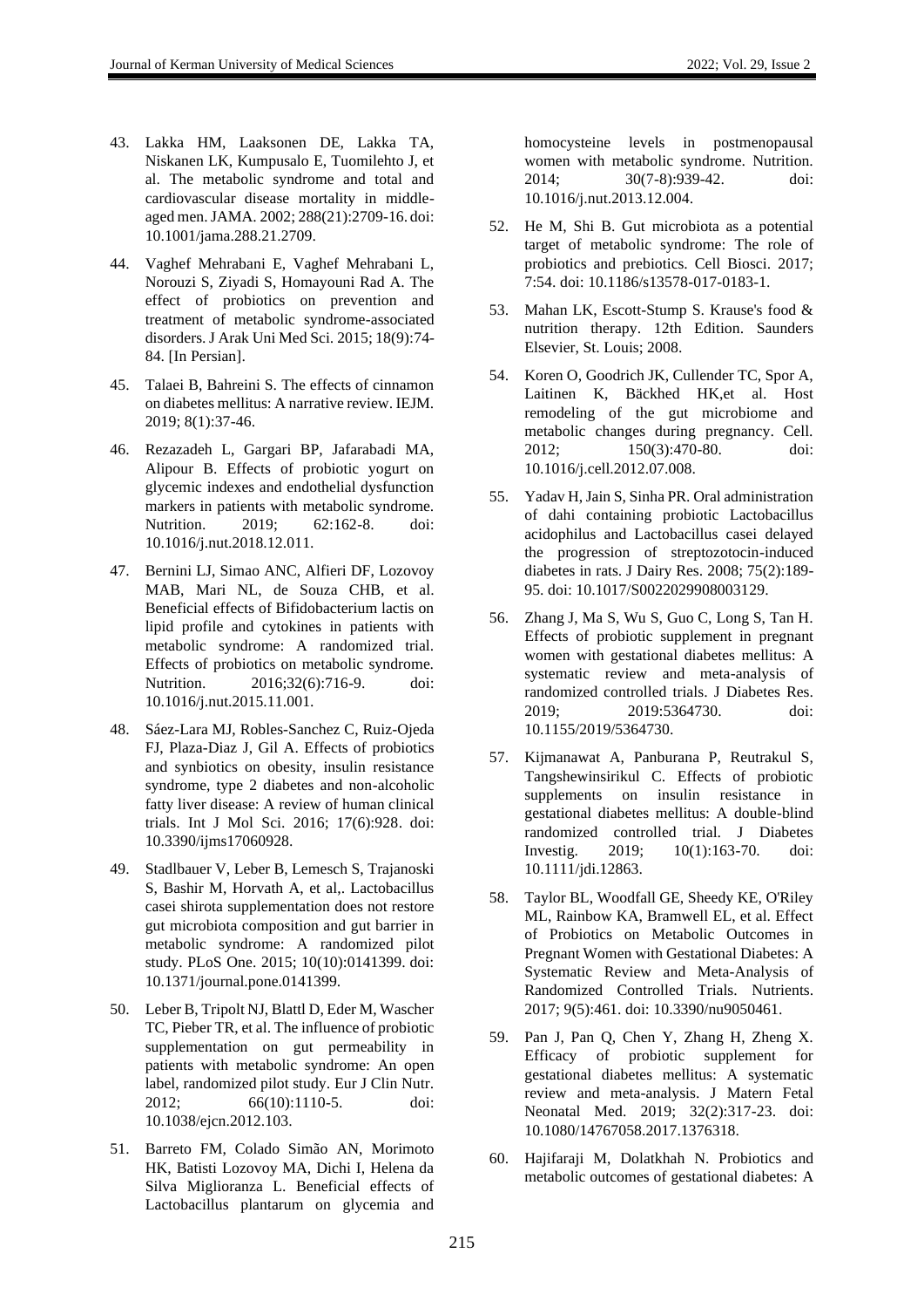43. Lakka HM, Laaksonen DE, Lakka TA, Niskanen LK, Kumpusalo E, Tuomilehto J, et al. The metabolic syndrome and total and cardiovascular disease mortality in middle-aged men. JAMA. 2002; 288(21):2709-16. doi: 10.1001/jama.288.21.2709.

44. Vaghef Mehrabani E, Vaghef Mehrabani L, Norouzi S, Ziyadi S, Homayouni Rad A. The effect of probiotics on prevention and treatment of metabolic syndrome-associated disorders. J Arak Uni Med Sci. 2015; 18(9):74-84. [In Persian].

45. Talaei B, Bahreini S. The effects of cinnamon on diabetes mellitus: A narrative review. IEJM. 2019; 8(1):37-46.

46. Rezazadeh L, Gargari BP, Jafarabadi MA, Alipour B. Effects of probiotic yogurt on glycemic indexes and endothelial dysfunction markers in patients with metabolic syndrome. Nutrition. 2019; 62:162-8. doi: 10.1016/j.nut.2018.12.011.

47. Bernini LJ, Simao ANC, Alfieri DF, Lozovoy MAB, Mari NL, de Souza CHB, et al. Beneficial effects of Bifidobacterium lactis on lipid profile and cytokines in patients with metabolic syndrome: A randomized trial. Effects of probiotics on metabolic syndrome. Nutrition. 2016;32(6):716-9. doi: 10.1016/j.nut.2015.11.001.

48. Sáez-Lara MJ, Robles-Sanchez C, Ruiz-Ojeda FJ, Plaza-Diaz J, Gil A. Effects of probiotics and synbiotics on obesity, insulin resistance syndrome, type 2 diabetes and non-alcoholic fatty liver disease: A review of human clinical trials. Int J Mol Sci. 2016; 17(6):928. doi: 10.3390/ijms17060928.

49. Stadlbauer V, Leber B, Lemesch S, Trajanoski S, Bashir M, Horvath A, et al,. Lactobacillus casei shirota supplementation does not restore gut microbiota composition and gut barrier in metabolic syndrome: A randomized pilot study. PLoS One. 2015; 10(10):0141399. doi: 10.1371/journal.pone.0141399.

50. Leber B, Tripolt NJ, Blattl D, Eder M, Wascher TC, Pieber TR, et al. The influence of probiotic supplementation on gut permeability in patients with metabolic syndrome: An open label, randomized pilot study. Eur J Clin Nutr. 2012; 66(10):1110-5. doi: 10.1038/ejcn.2012.103.

51. Barreto FM, Colado Simão AN, Morimoto HK, Batisti Lozovoy MA, Dichi I, Helena da Silva Miglioranza L. Beneficial effects of Lactobacillus plantarum on glycemia and homocysteine levels in postmenopausal women with metabolic syndrome. Nutrition. 2014; 30(7-8):939-42. doi: 10.1016/j.nut.2013.12.004.

52. He M, Shi B. Gut microbiota as a potential target of metabolic syndrome: The role of probiotics and prebiotics. Cell Biosci. 2017; 7:54. doi: 10.1186/s13578-017-0183-1.

53. Mahan LK, Escott-Stump S. Krause's food & nutrition therapy. 12th Edition. Saunders Elsevier, St. Louis; 2008.

54. Koren O, Goodrich JK, Cullender TC, Spor A, Laitinen K, Bäckhed HK,et al. Host remodeling of the gut microbiome and metabolic changes during pregnancy. Cell. 2012; 150(3):470-80. doi: 10.1016/j.cell.2012.07.008.

55. Yadav H, Jain S, Sinha PR. Oral administration of dahi containing probiotic Lactobacillus acidophilus and Lactobacillus casei delayed the progression of streptozotocin-induced diabetes in rats. J Dairy Res. 2008; 75(2):189-95. doi: 10.1017/S0022029908003129.

56. Zhang J, Ma S, Wu S, Guo C, Long S, Tan H. Effects of probiotic supplement in pregnant women with gestational diabetes mellitus: A systematic review and meta-analysis of randomized controlled trials. J Diabetes Res. 2019; 2019:5364730. doi: 10.1155/2019/5364730.

57. Kijmanawat A, Panburana P, Reutrakul S, Tangshewinsirikul C. Effects of probiotic supplements on insulin resistance in gestational diabetes mellitus: A double-blind randomized controlled trial. J Diabetes Investig. 2019; 10(1):163-70. doi: 10.1111/jdi.12863.

58. Taylor BL, Woodfall GE, Sheedy KE, O'Riley ML, Rainbow KA, Bramwell EL, et al. Effect of Probiotics on Metabolic Outcomes in Pregnant Women with Gestational Diabetes: A Systematic Review and Meta-Analysis of Randomized Controlled Trials. Nutrients. 2017; 9(5):461. doi: 10.3390/nu9050461.

59. Pan J, Pan Q, Chen Y, Zhang H, Zheng X. Efficacy of probiotic supplement for gestational diabetes mellitus: A systematic review and meta-analysis. J Matern Fetal Neonatal Med. 2019; 32(2):317-23. doi: 10.1080/14767058.2017.1376318.

60. Hajifaraji M, Dolatkhah N. Probiotics and metabolic outcomes of gestational diabetes: A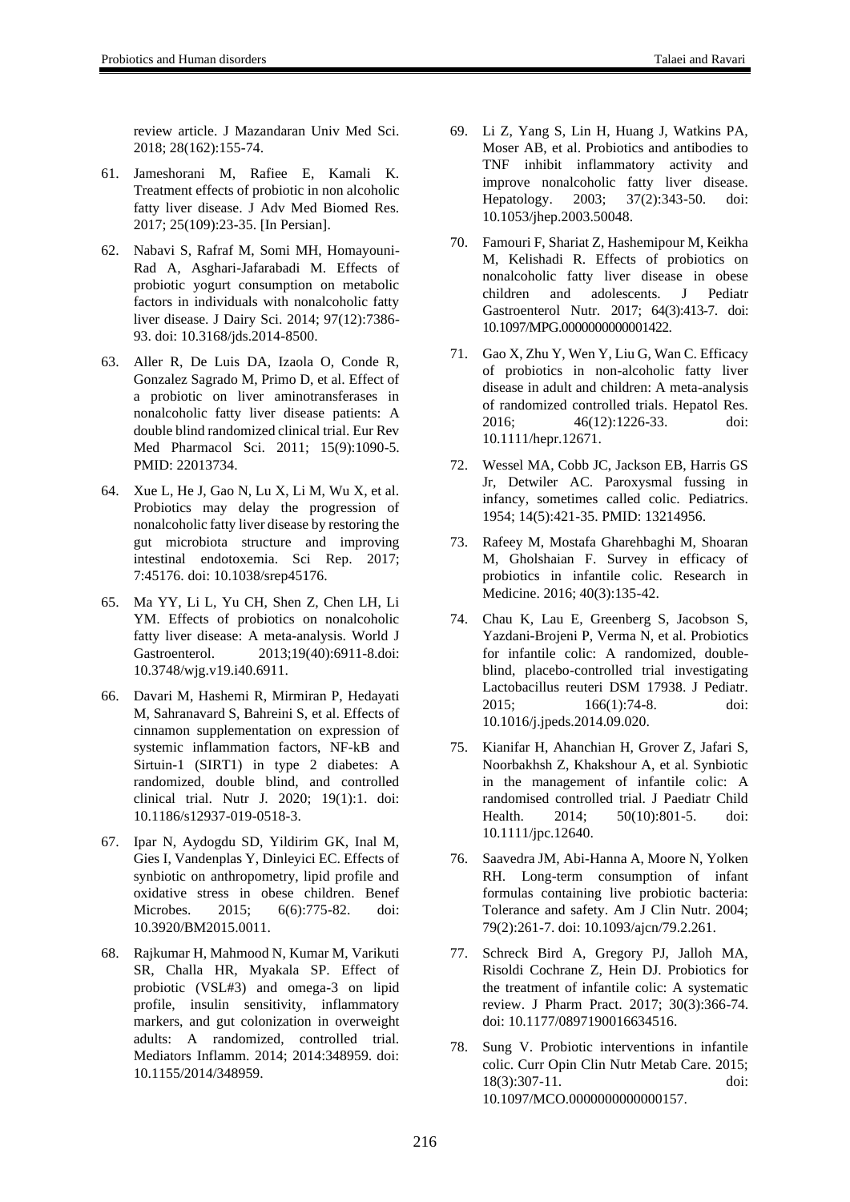review article. J Mazandaran Univ Med Sci. 2018; 28(162):155-74.

61. Jameshorani M, Rafiee E, Kamali K. Treatment effects of probiotic in non alcoholic fatty liver disease. J Adv Med Biomed Res. 2017; 25(109):23-35. [In Persian].

62. Nabavi S, Rafraf M, Somi MH, Homayouni-Rad A, Asghari-Jafarabadi M. Effects of probiotic yogurt consumption on metabolic factors in individuals with nonalcoholic fatty liver disease. J Dairy Sci. 2014; 97(12):7386-93. doi: 10.3168/jds.2014-8500.

63. Aller R, De Luis DA, Izaola O, Conde R, Gonzalez Sagrado M, Primo D, et al. Effect of a probiotic on liver aminotransferases in nonalcoholic fatty liver disease patients: A double blind randomized clinical trial. Eur Rev Med Pharmacol Sci. 2011; 15(9):1090-5. PMID: 22013734.

64. Xue L, He J, Gao N, Lu X, Li M, Wu X, et al. Probiotics may delay the progression of nonalcoholic fatty liver disease by restoring the gut microbiota structure and improving intestinal endotoxemia. Sci Rep. 2017; 7:45176. doi: 10.1038/srep45176.

65. Ma YY, Li L, Yu CH, Shen Z, Chen LH, Li YM. Effects of probiotics on nonalcoholic fatty liver disease: A meta-analysis. World J Gastroenterol. 2013;19(40):6911-8.doi: 10.3748/wjg.v19.i40.6911.

66. Davari M, Hashemi R, Mirmiran P, Hedayati M, Sahranavard S, Bahreini S, et al. Effects of cinnamon supplementation on expression of systemic inflammation factors, NF-kB and Sirtuin-1 (SIRT1) in type 2 diabetes: A randomized, double blind, and controlled clinical trial. Nutr J. 2020; 19(1):1. doi: 10.1186/s12937-019-0518-3.

67. Ipar N, Aydogdu SD, Yildirim GK, Inal M, Gies I, Vandenplas Y, Dinleyici EC. Effects of synbiotic on anthropometry, lipid profile and oxidative stress in obese children. Benef Microbes. 2015; 6(6):775-82. doi: 10.3920/BM2015.0011.

68. Rajkumar H, Mahmood N, Kumar M, Varikuti SR, Challa HR, Myakala SP. Effect of probiotic (VSL#3) and omega-3 on lipid profile, insulin sensitivity, inflammatory markers, and gut colonization in overweight adults: A randomized, controlled trial. Mediators Inflamm. 2014; 2014:348959. doi: 10.1155/2014/348959.

69. Li Z, Yang S, Lin H, Huang J, Watkins PA, Moser AB, et al. Probiotics and antibodies to TNF inhibit inflammatory activity and improve nonalcoholic fatty liver disease. Hepatology. 2003; 37(2):343-50. doi: 10.1053/jhep.2003.50048.

70. Famouri F, Shariat Z, Hashemipour M, Keikha M, Kelishadi R. Effects of probiotics on nonalcoholic fatty liver disease in obese children and adolescents. J Pediatr Gastroenterol Nutr. 2017; 64(3):413-7. doi: 10.1097/MPG.0000000000001422.

71. Gao X, Zhu Y, Wen Y, Liu G, Wan C. Efficacy of probiotics in non-alcoholic fatty liver disease in adult and children: A meta-analysis of randomized controlled trials. Hepatol Res. 2016; 46(12):1226-33. doi: 10.1111/hepr.12671.

72. Wessel MA, Cobb JC, Jackson EB, Harris GS Jr, Detwiler AC. Paroxysmal fussing in infancy, sometimes called colic. Pediatrics. 1954; 14(5):421-35. PMID: 13214956.

73. Rafeey M, Mostafa Gharehbaghi M, Shoaran M, Gholshaian F. Survey in efficacy of probiotics in infantile colic. Research in Medicine. 2016; 40(3):135-42.

74. Chau K, Lau E, Greenberg S, Jacobson S, Yazdani-Brojeni P, Verma N, et al. Probiotics for infantile colic: A randomized, double-blind, placebo-controlled trial investigating Lactobacillus reuteri DSM 17938. J Pediatr. 2015; 166(1):74-8. doi: 10.1016/j.jpeds.2014.09.020.

75. Kianifar H, Ahanchian H, Grover Z, Jafari S, Noorbakhsh Z, Khakshour A, et al. Synbiotic in the management of infantile colic: A randomised controlled trial. J Paediatr Child Health. 2014; 50(10):801-5. doi: 10.1111/jpc.12640.

76. Saavedra JM, Abi-Hanna A, Moore N, Yolken RH. Long-term consumption of infant formulas containing live probiotic bacteria: Tolerance and safety. Am J Clin Nutr. 2004; 79(2):261-7. doi: 10.1093/ajcn/79.2.261.

77. Schreck Bird A, Gregory PJ, Jalloh MA, Risoldi Cochrane Z, Hein DJ. Probiotics for the treatment of infantile colic: A systematic review. J Pharm Pract. 2017; 30(3):366-74. doi: 10.1177/0897190016634516.

78. Sung V. Probiotic interventions in infantile colic. Curr Opin Clin Nutr Metab Care. 2015; 18(3):307-11. doi: 10.1097/MCO.0000000000000157.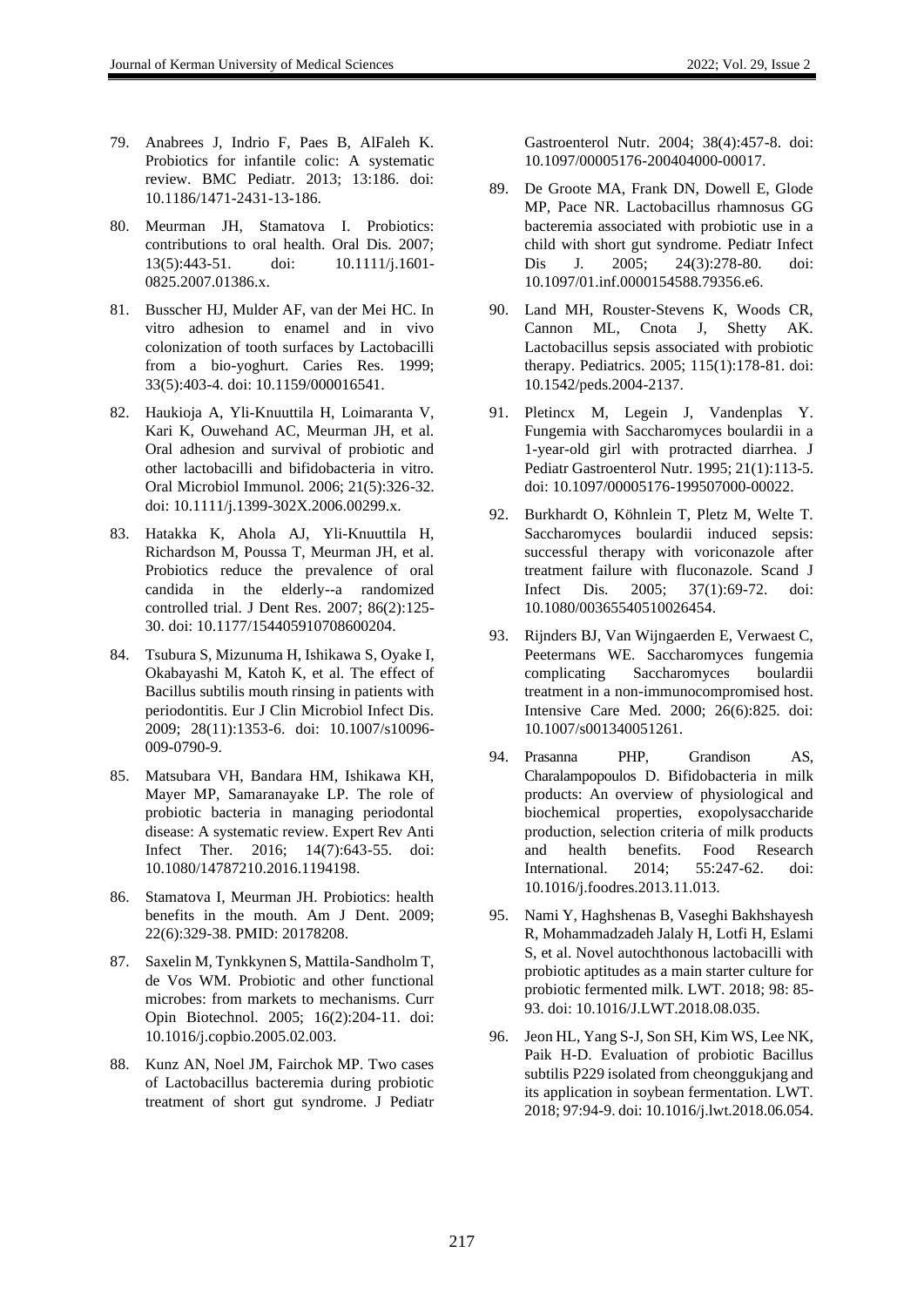79. Anabrees J, Indrio F, Paes B, AlFaleh K. Probiotics for infantile colic: A systematic review. BMC Pediatr. 2013; 13:186. doi: 10.1186/1471-2431-13-186.

80. Meurman JH, Stamatova I. Probiotics: contributions to oral health. Oral Dis. 2007; 13(5):443-51. doi: 10.1111/j.1601-0825.2007.01386.x.

81. Busscher HJ, Mulder AF, van der Mei HC. In vitro adhesion to enamel and in vivo colonization of tooth surfaces by Lactobacilli from a bio-yoghurt. Caries Res. 1999; 33(5):403-4. doi: 10.1159/000016541.

82. Haukioja A, Yli-Knuuttila H, Loimaranta V, Kari K, Ouwehand AC, Meurman JH, et al. Oral adhesion and survival of probiotic and other lactobacilli and bifidobacteria in vitro. Oral Microbiol Immunol. 2006; 21(5):326-32. doi: 10.1111/j.1399-302X.2006.00299.x.

83. Hatakka K, Ahola AJ, Yli-Knuuttila H, Richardson M, Poussa T, Meurman JH, et al. Probiotics reduce the prevalence of oral candida in the elderly--a randomized controlled trial. J Dent Res. 2007; 86(2):125-30. doi: 10.1177/154405910708600204.

84. Tsubura S, Mizunuma H, Ishikawa S, Oyake I, Okabayashi M, Katoh K, et al. The effect of Bacillus subtilis mouth rinsing in patients with periodontitis. Eur J Clin Microbiol Infect Dis. 2009; 28(11):1353-6. doi: 10.1007/s10096-009-0790-9.

85. Matsubara VH, Bandara HM, Ishikawa KH, Mayer MP, Samaranayake LP. The role of probiotic bacteria in managing periodontal disease: A systematic review. Expert Rev Anti Infect Ther. 2016; 14(7):643-55. doi: 10.1080/14787210.2016.1194198.

86. Stamatova I, Meurman JH. Probiotics: health benefits in the mouth. Am J Dent. 2009; 22(6):329-38. PMID: 20178208.

87. Saxelin M, Tynkkynen S, Mattila-Sandholm T, de Vos WM. Probiotic and other functional microbes: from markets to mechanisms. Curr Opin Biotechnol. 2005; 16(2):204-11. doi: 10.1016/j.copbio.2005.02.003.

88. Kunz AN, Noel JM, Fairchok MP. Two cases of Lactobacillus bacteremia during probiotic treatment of short gut syndrome. J Pediatr Gastroenterol Nutr. 2004; 38(4):457-8. doi: 10.1097/00005176-200404000-00017.

89. De Groote MA, Frank DN, Dowell E, Glode MP, Pace NR. Lactobacillus rhamnosus GG bacteremia associated with probiotic use in a child with short gut syndrome. Pediatr Infect Dis J. 2005; 24(3):278-80. doi: 10.1097/01.inf.0000154588.79356.e6.

90. Land MH, Rouster-Stevens K, Woods CR, Cannon ML, Cnota J, Shetty AK. Lactobacillus sepsis associated with probiotic therapy. Pediatrics. 2005; 115(1):178-81. doi: 10.1542/peds.2004-2137.

91. Pletincx M, Legein J, Vandenplas Y. Fungemia with Saccharomyces boulardii in a 1-year-old girl with protracted diarrhea. J Pediatr Gastroenterol Nutr. 1995; 21(1):113-5. doi: 10.1097/00005176-199507000-00022.

92. Burkhardt O, Köhnlein T, Pletz M, Welte T. Saccharomyces boulardii induced sepsis: successful therapy with voriconazole after treatment failure with fluconazole. Scand J Infect Dis. 2005; 37(1):69-72. doi: 10.1080/00365540510026454.

93. Rijnders BJ, Van Wijngaerden E, Verwaest C, Peetermans WE. Saccharomyces fungemia complicating Saccharomyces boulardii treatment in a non-immunocompromised host. Intensive Care Med. 2000; 26(6):825. doi: 10.1007/s001340051261.

94. Prasanna PHP, Grandison AS, Charalampopoulos D. Bifidobacteria in milk products: An overview of physiological and biochemical properties, exopolysaccharide production, selection criteria of milk products and health benefits. Food Research International. 2014; 55:247-62. doi: 10.1016/j.foodres.2013.11.013.

95. Nami Y, Haghshenas B, Vaseghi Bakhshayesh R, Mohammadzadeh Jalaly H, Lotfi H, Eslami S, et al. Novel autochthonous lactobacilli with probiotic aptitudes as a main starter culture for probiotic fermented milk. LWT. 2018; 98: 85-93. doi: 10.1016/J.LWT.2018.08.035.

96. Jeon HL, Yang S-J, Son SH, Kim WS, Lee NK, Paik H-D. Evaluation of probiotic Bacillus subtilis P229 isolated from cheonggukjang and its application in soybean fermentation. LWT. 2018; 97:94-9. doi: 10.1016/j.lwt.2018.06.054.